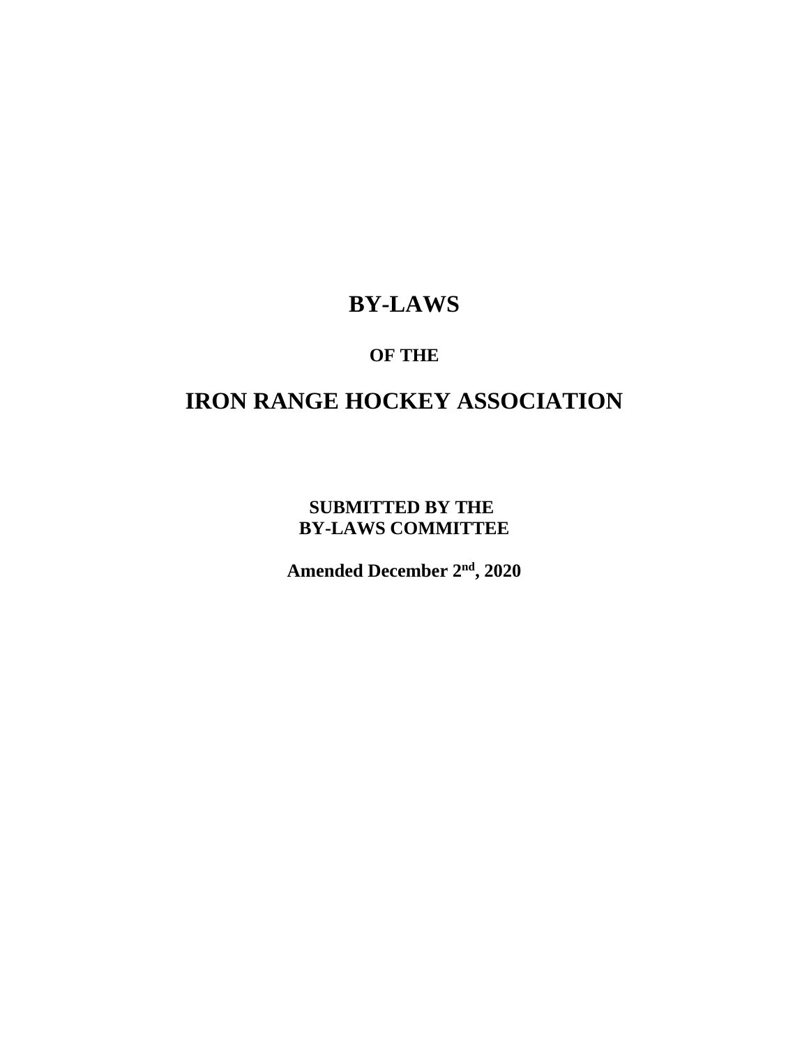# BY-LAWS

**OF THE**

# IRON RANGE HOCKEY ASSOCIATION

**SUBMITTED BY THE**
**BY-LAWS COMMITTEE**

**Amended December 2nd, 2020**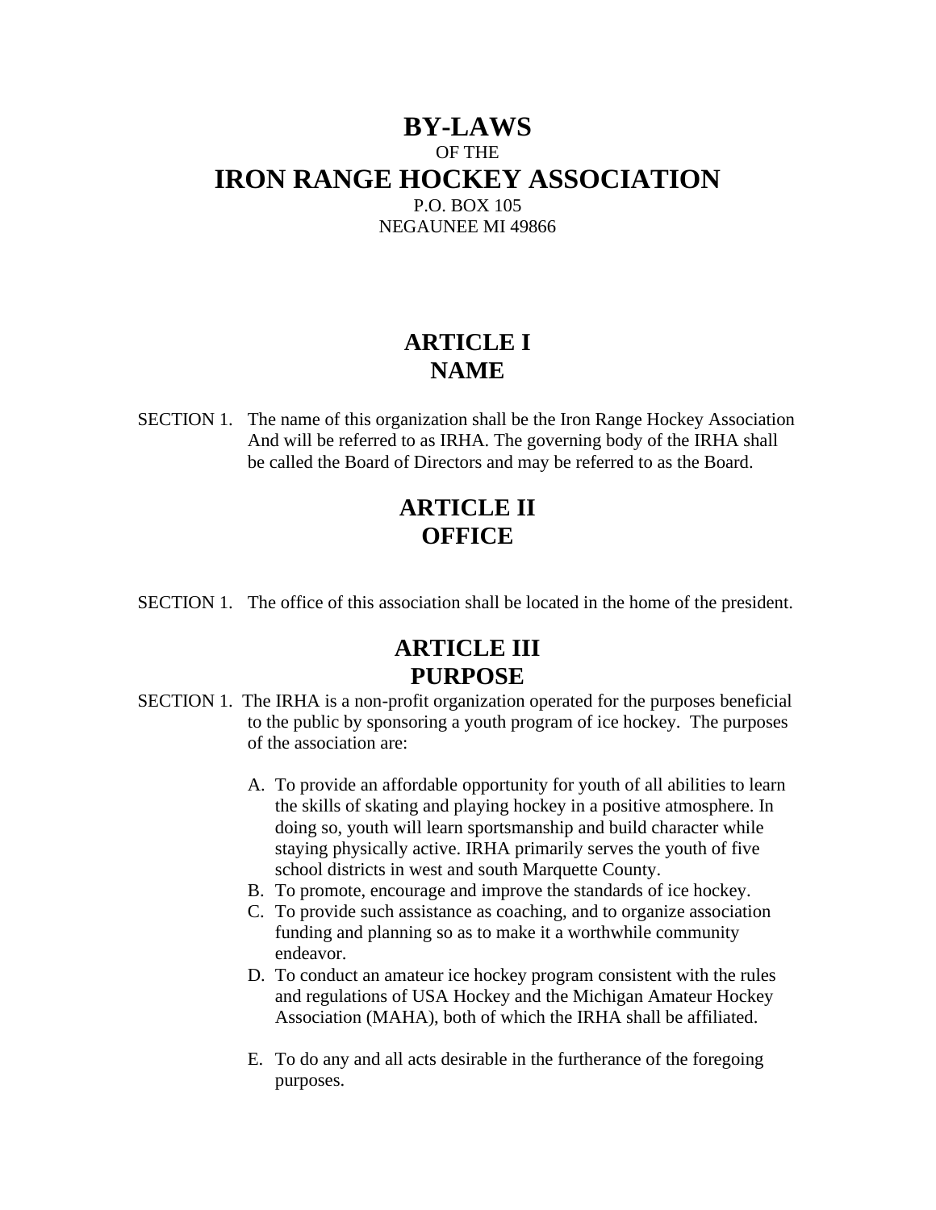# BY-LAWS

OF THE

# IRON RANGE HOCKEY ASSOCIATION

P.O. BOX 105

NEGAUNEE MI 49866

## ARTICLE I
## NAME

SECTION 1. The name of this organization shall be the Iron Range Hockey Association And will be referred to as IRHA. The governing body of the IRHA shall be called the Board of Directors and may be referred to as the Board.

## ARTICLE II
## OFFICE

SECTION 1. The office of this association shall be located in the home of the president.

## ARTICLE III
## PURPOSE

SECTION 1. The IRHA is a non-profit organization operated for the purposes beneficial to the public by sponsoring a youth program of ice hockey. The purposes of the association are:

A. To provide an affordable opportunity for youth of all abilities to learn the skills of skating and playing hockey in a positive atmosphere. In doing so, youth will learn sportsmanship and build character while staying physically active. IRHA primarily serves the youth of five school districts in west and south Marquette County.
B. To promote, encourage and improve the standards of ice hockey.
C. To provide such assistance as coaching, and to organize association funding and planning so as to make it a worthwhile community endeavor.
D. To conduct an amateur ice hockey program consistent with the rules and regulations of USA Hockey and the Michigan Amateur Hockey Association (MAHA), both of which the IRHA shall be affiliated.
E. To do any and all acts desirable in the furtherance of the foregoing purposes.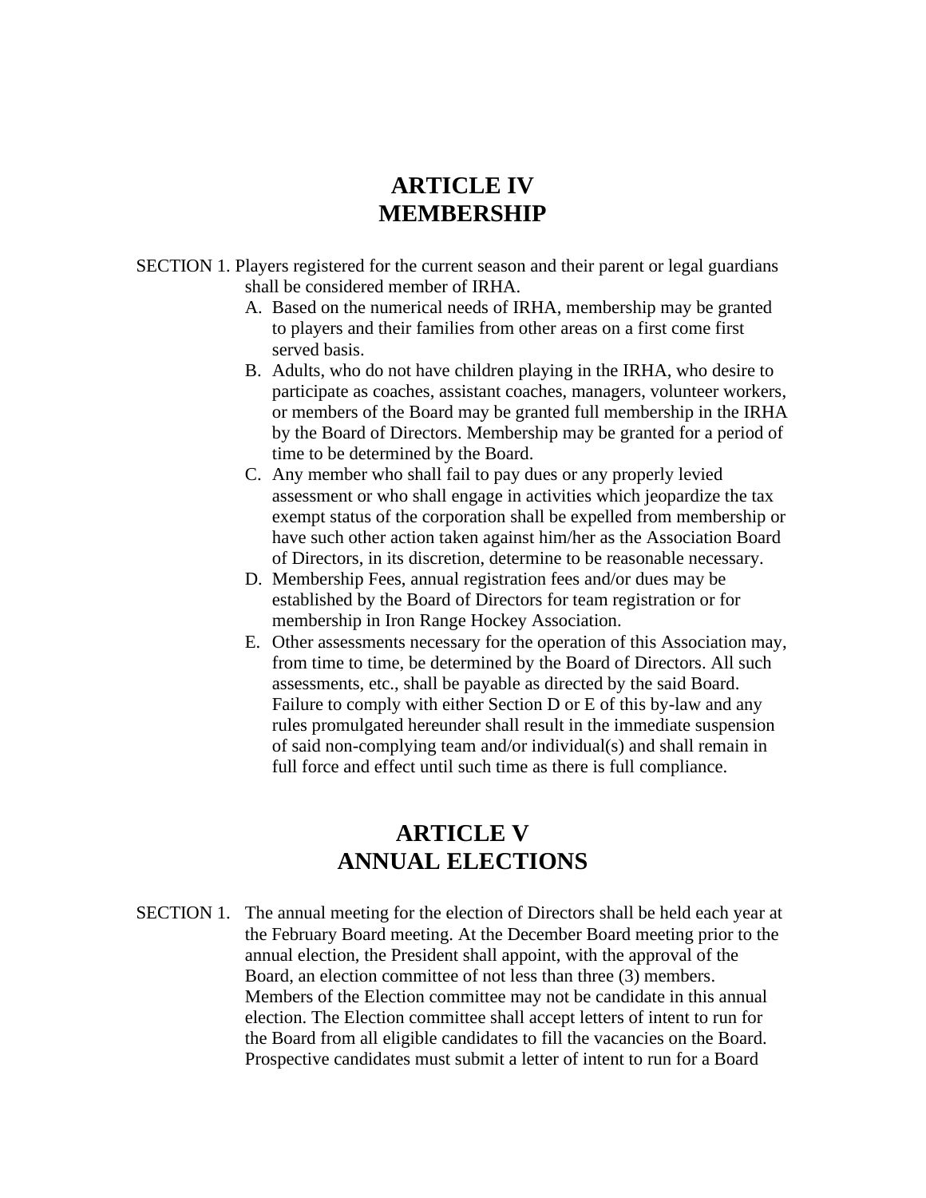# ARTICLE IV
# MEMBERSHIP

SECTION 1. Players registered for the current season and their parent or legal guardians shall be considered member of IRHA.

A. Based on the numerical needs of IRHA, membership may be granted to players and their families from other areas on a first come first served basis.
B. Adults, who do not have children playing in the IRHA, who desire to participate as coaches, assistant coaches, managers, volunteer workers, or members of the Board may be granted full membership in the IRHA by the Board of Directors. Membership may be granted for a period of time to be determined by the Board.
C. Any member who shall fail to pay dues or any properly levied assessment or who shall engage in activities which jeopardize the tax exempt status of the corporation shall be expelled from membership or have such other action taken against him/her as the Association Board of Directors, in its discretion, determine to be reasonable necessary.
D. Membership Fees, annual registration fees and/or dues may be established by the Board of Directors for team registration or for membership in Iron Range Hockey Association.
E. Other assessments necessary for the operation of this Association may, from time to time, be determined by the Board of Directors. All such assessments, etc., shall be payable as directed by the said Board. Failure to comply with either Section D or E of this by-law and any rules promulgated hereunder shall result in the immediate suspension of said non-complying team and/or individual(s) and shall remain in full force and effect until such time as there is full compliance.

# ARTICLE V
# ANNUAL ELECTIONS

SECTION 1. The annual meeting for the election of Directors shall be held each year at the February Board meeting. At the December Board meeting prior to the annual election, the President shall appoint, with the approval of the Board, an election committee of not less than three (3) members. Members of the Election committee may not be candidate in this annual election. The Election committee shall accept letters of intent to run for the Board from all eligible candidates to fill the vacancies on the Board. Prospective candidates must submit a letter of intent to run for a Board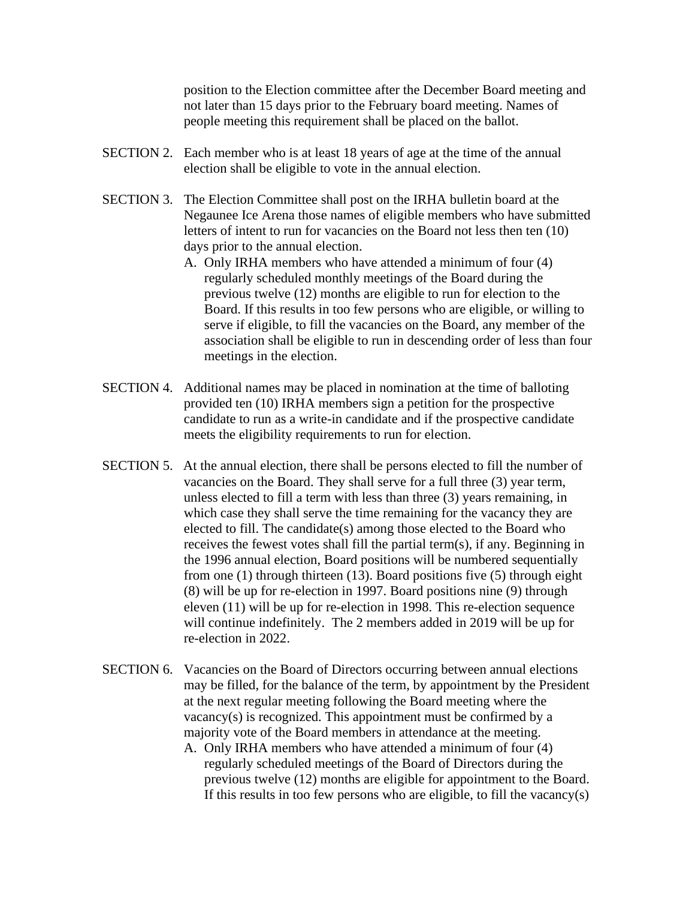position to the Election committee after the December Board meeting and not later than 15 days prior to the February board meeting. Names of people meeting this requirement shall be placed on the ballot.

SECTION 2. Each member who is at least 18 years of age at the time of the annual election shall be eligible to vote in the annual election.

SECTION 3. The Election Committee shall post on the IRHA bulletin board at the Negaunee Ice Arena those names of eligible members who have submitted letters of intent to run for vacancies on the Board not less then ten (10) days prior to the annual election.

A. Only IRHA members who have attended a minimum of four (4) regularly scheduled monthly meetings of the Board during the previous twelve (12) months are eligible to run for election to the Board. If this results in too few persons who are eligible, or willing to serve if eligible, to fill the vacancies on the Board, any member of the association shall be eligible to run in descending order of less than four meetings in the election.

SECTION 4. Additional names may be placed in nomination at the time of balloting provided ten (10) IRHA members sign a petition for the prospective candidate to run as a write-in candidate and if the prospective candidate meets the eligibility requirements to run for election.

SECTION 5. At the annual election, there shall be persons elected to fill the number of vacancies on the Board. They shall serve for a full three (3) year term, unless elected to fill a term with less than three (3) years remaining, in which case they shall serve the time remaining for the vacancy they are elected to fill. The candidate(s) among those elected to the Board who receives the fewest votes shall fill the partial term(s), if any. Beginning in the 1996 annual election, Board positions will be numbered sequentially from one (1) through thirteen (13). Board positions five (5) through eight (8) will be up for re-election in 1997. Board positions nine (9) through eleven (11) will be up for re-election in 1998. This re-election sequence will continue indefinitely. The 2 members added in 2019 will be up for re-election in 2022.

SECTION 6. Vacancies on the Board of Directors occurring between annual elections may be filled, for the balance of the term, by appointment by the President at the next regular meeting following the Board meeting where the vacancy(s) is recognized. This appointment must be confirmed by a majority vote of the Board members in attendance at the meeting.

A. Only IRHA members who have attended a minimum of four (4) regularly scheduled meetings of the Board of Directors during the previous twelve (12) months are eligible for appointment to the Board. If this results in too few persons who are eligible, to fill the vacancy(s)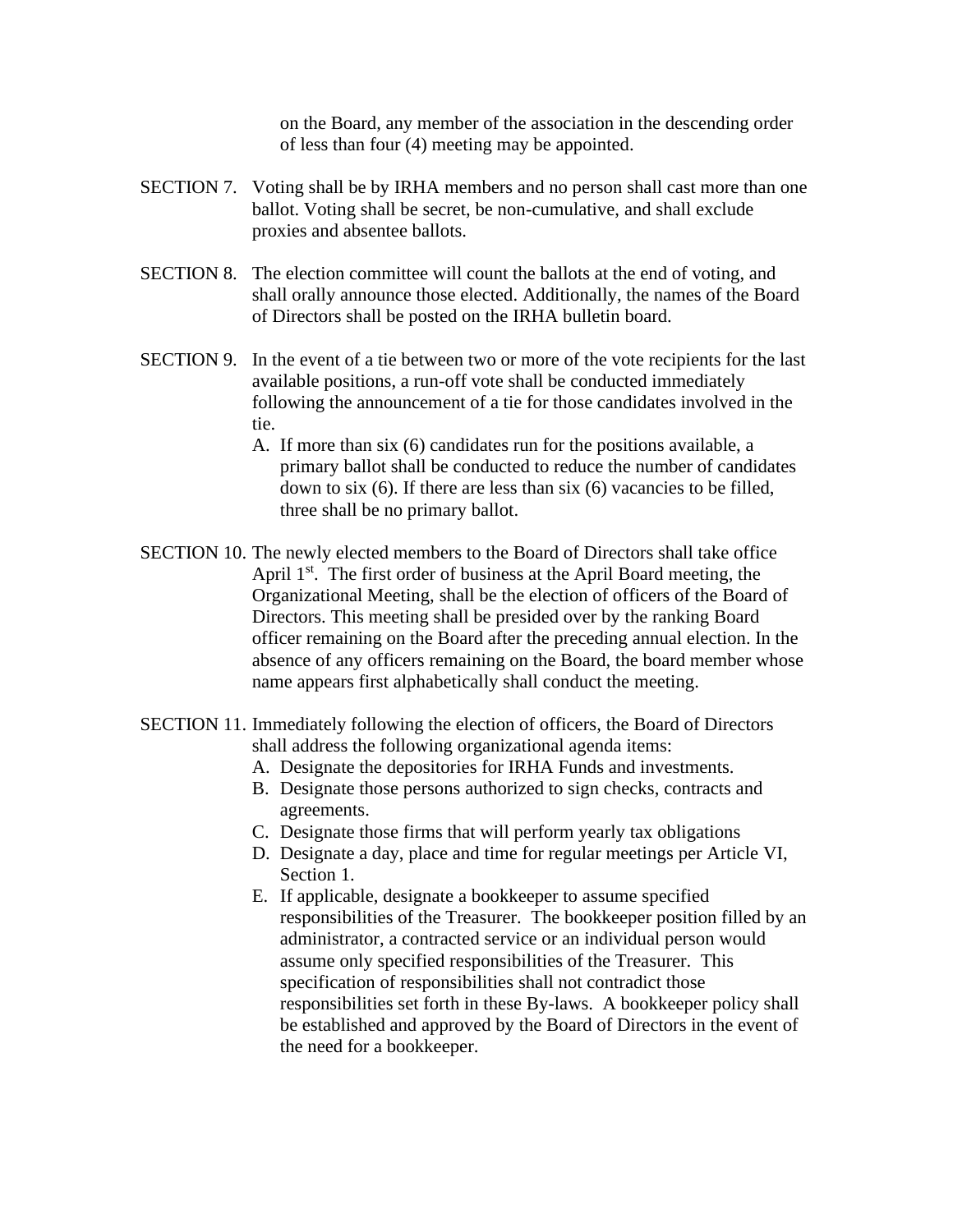on the Board, any member of the association in the descending order of less than four (4) meeting may be appointed.

SECTION 7. Voting shall be by IRHA members and no person shall cast more than one ballot. Voting shall be secret, be non-cumulative, and shall exclude proxies and absentee ballots.

SECTION 8. The election committee will count the ballots at the end of voting, and shall orally announce those elected. Additionally, the names of the Board of Directors shall be posted on the IRHA bulletin board.

SECTION 9. In the event of a tie between two or more of the vote recipients for the last available positions, a run-off vote shall be conducted immediately following the announcement of a tie for those candidates involved in the tie.

A. If more than six (6) candidates run for the positions available, a primary ballot shall be conducted to reduce the number of candidates down to six (6). If there are less than six (6) vacancies to be filled, three shall be no primary ballot.

SECTION 10. The newly elected members to the Board of Directors shall take office April 1st. The first order of business at the April Board meeting, the Organizational Meeting, shall be the election of officers of the Board of Directors. This meeting shall be presided over by the ranking Board officer remaining on the Board after the preceding annual election. In the absence of any officers remaining on the Board, the board member whose name appears first alphabetically shall conduct the meeting.

SECTION 11. Immediately following the election of officers, the Board of Directors shall address the following organizational agenda items:

A. Designate the depositories for IRHA Funds and investments.
B. Designate those persons authorized to sign checks, contracts and agreements.
C. Designate those firms that will perform yearly tax obligations
D. Designate a day, place and time for regular meetings per Article VI, Section 1.
E. If applicable, designate a bookkeeper to assume specified responsibilities of the Treasurer. The bookkeeper position filled by an administrator, a contracted service or an individual person would assume only specified responsibilities of the Treasurer. This specification of responsibilities shall not contradict those responsibilities set forth in these By-laws. A bookkeeper policy shall be established and approved by the Board of Directors in the event of the need for a bookkeeper.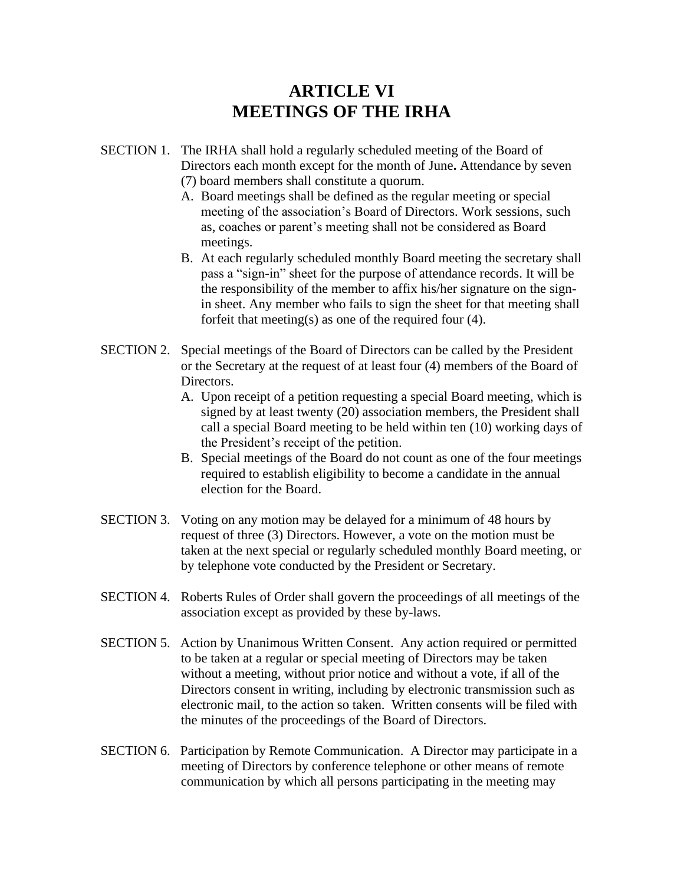# ARTICLE VI
# MEETINGS OF THE IRHA

SECTION 1. The IRHA shall hold a regularly scheduled meeting of the Board of Directors each month except for the month of June**.** Attendance by seven (7) board members shall constitute a quorum.

A. Board meetings shall be defined as the regular meeting or special meeting of the association's Board of Directors. Work sessions, such as, coaches or parent's meeting shall not be considered as Board meetings.

B. At each regularly scheduled monthly Board meeting the secretary shall pass a "sign-in" sheet for the purpose of attendance records. It will be the responsibility of the member to affix his/her signature on the sign-in sheet. Any member who fails to sign the sheet for that meeting shall forfeit that meeting(s) as one of the required four (4).

SECTION 2. Special meetings of the Board of Directors can be called by the President or the Secretary at the request of at least four (4) members of the Board of Directors.

A. Upon receipt of a petition requesting a special Board meeting, which is signed by at least twenty (20) association members, the President shall call a special Board meeting to be held within ten (10) working days of the President's receipt of the petition.

B. Special meetings of the Board do not count as one of the four meetings required to establish eligibility to become a candidate in the annual election for the Board.

SECTION 3. Voting on any motion may be delayed for a minimum of 48 hours by request of three (3) Directors. However, a vote on the motion must be taken at the next special or regularly scheduled monthly Board meeting, or by telephone vote conducted by the President or Secretary.

SECTION 4. Roberts Rules of Order shall govern the proceedings of all meetings of the association except as provided by these by-laws.

SECTION 5. Action by Unanimous Written Consent. Any action required or permitted to be taken at a regular or special meeting of Directors may be taken without a meeting, without prior notice and without a vote, if all of the Directors consent in writing, including by electronic transmission such as electronic mail, to the action so taken. Written consents will be filed with the minutes of the proceedings of the Board of Directors.

SECTION 6. Participation by Remote Communication. A Director may participate in a meeting of Directors by conference telephone or other means of remote communication by which all persons participating in the meeting may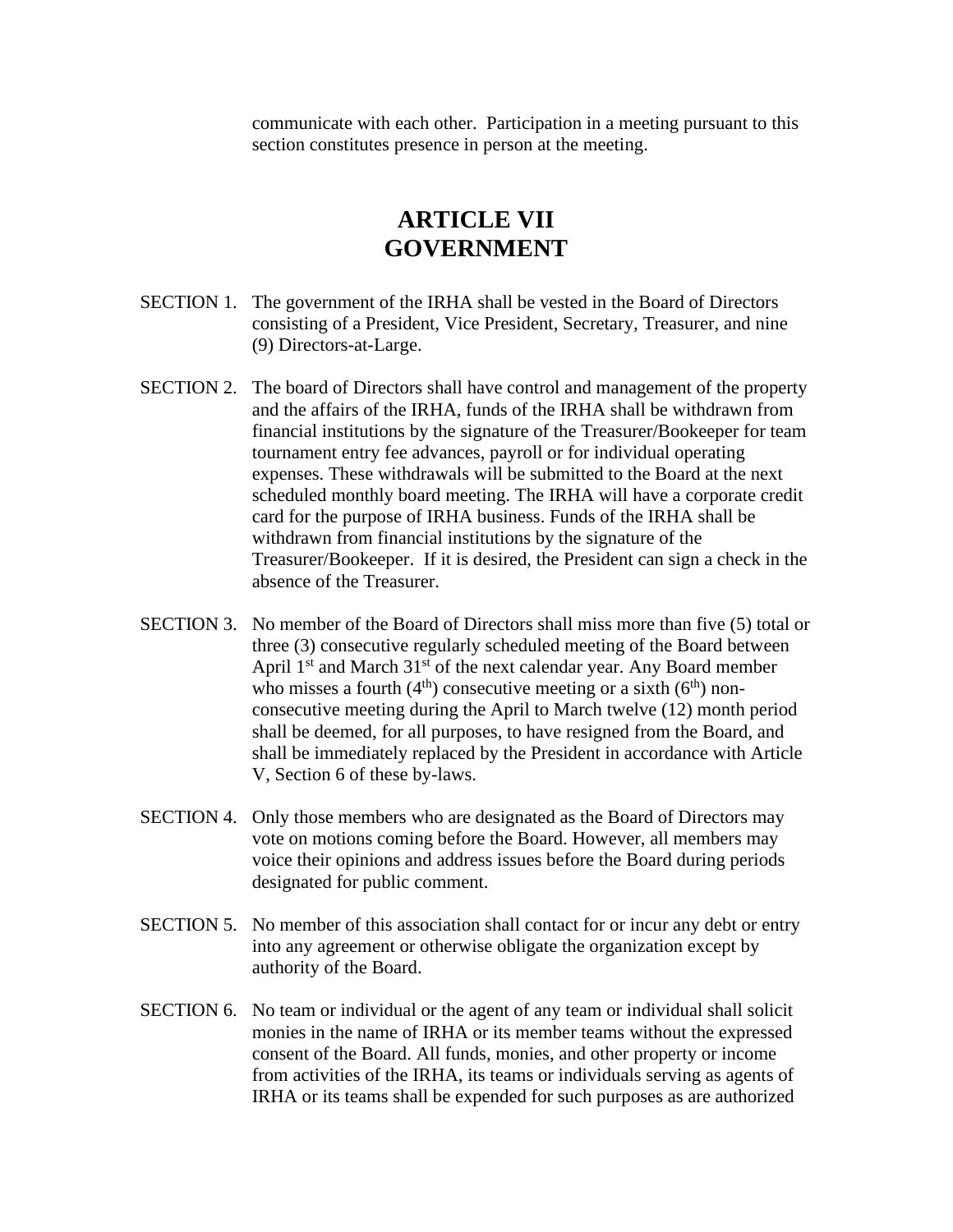communicate with each other. Participation in a meeting pursuant to this section constitutes presence in person at the meeting.

# ARTICLE VII
# GOVERNMENT

SECTION 1. The government of the IRHA shall be vested in the Board of Directors consisting of a President, Vice President, Secretary, Treasurer, and nine (9) Directors-at-Large.

SECTION 2. The board of Directors shall have control and management of the property and the affairs of the IRHA, funds of the IRHA shall be withdrawn from financial institutions by the signature of the Treasurer/Bookeeper for team tournament entry fee advances, payroll or for individual operating expenses. These withdrawals will be submitted to the Board at the next scheduled monthly board meeting. The IRHA will have a corporate credit card for the purpose of IRHA business. Funds of the IRHA shall be withdrawn from financial institutions by the signature of the Treasurer/Bookeeper. If it is desired, the President can sign a check in the absence of the Treasurer.

SECTION 3. No member of the Board of Directors shall miss more than five (5) total or three (3) consecutive regularly scheduled meeting of the Board between April 1st and March 31st of the next calendar year. Any Board member who misses a fourth (4th) consecutive meeting or a sixth (6th) non-consecutive meeting during the April to March twelve (12) month period shall be deemed, for all purposes, to have resigned from the Board, and shall be immediately replaced by the President in accordance with Article V, Section 6 of these by-laws.

SECTION 4. Only those members who are designated as the Board of Directors may vote on motions coming before the Board. However, all members may voice their opinions and address issues before the Board during periods designated for public comment.

SECTION 5. No member of this association shall contact for or incur any debt or entry into any agreement or otherwise obligate the organization except by authority of the Board.

SECTION 6. No team or individual or the agent of any team or individual shall solicit monies in the name of IRHA or its member teams without the expressed consent of the Board. All funds, monies, and other property or income from activities of the IRHA, its teams or individuals serving as agents of IRHA or its teams shall be expended for such purposes as are authorized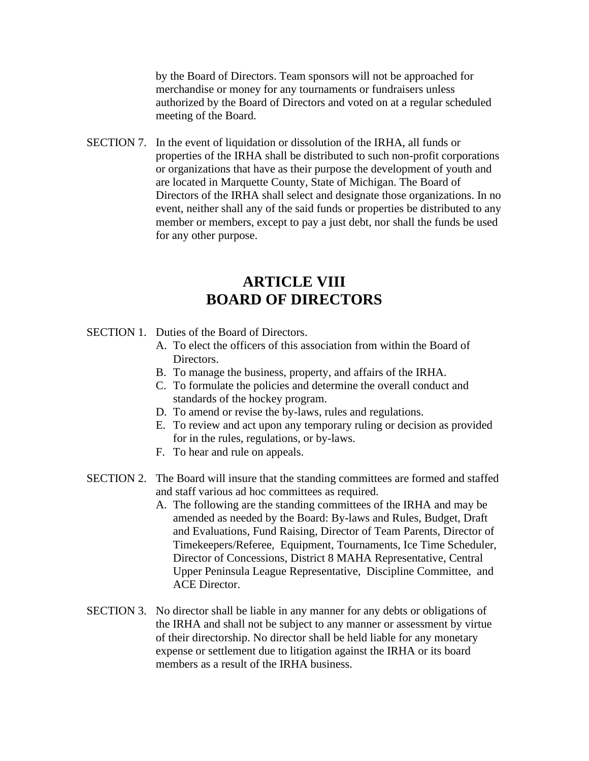by the Board of Directors. Team sponsors will not be approached for merchandise or money for any tournaments or fundraisers unless authorized by the Board of Directors and voted on at a regular scheduled meeting of the Board.

SECTION 7. In the event of liquidation or dissolution of the IRHA, all funds or properties of the IRHA shall be distributed to such non-profit corporations or organizations that have as their purpose the development of youth and are located in Marquette County, State of Michigan. The Board of Directors of the IRHA shall select and designate those organizations. In no event, neither shall any of the said funds or properties be distributed to any member or members, except to pay a just debt, nor shall the funds be used for any other purpose.

# ARTICLE VIII
# BOARD OF DIRECTORS

SECTION 1. Duties of the Board of Directors.

A. To elect the officers of this association from within the Board of Directors.
B. To manage the business, property, and affairs of the IRHA.
C. To formulate the policies and determine the overall conduct and standards of the hockey program.
D. To amend or revise the by-laws, rules and regulations.
E. To review and act upon any temporary ruling or decision as provided for in the rules, regulations, or by-laws.
F. To hear and rule on appeals.

SECTION 2. The Board will insure that the standing committees are formed and staffed and staff various ad hoc committees as required.

A. The following are the standing committees of the IRHA and may be amended as needed by the Board: By-laws and Rules, Budget, Draft and Evaluations, Fund Raising, Director of Team Parents, Director of Timekeepers/Referee, Equipment, Tournaments, Ice Time Scheduler, Director of Concessions, District 8 MAHA Representative, Central Upper Peninsula League Representative, Discipline Committee, and ACE Director.

SECTION 3. No director shall be liable in any manner for any debts or obligations of the IRHA and shall not be subject to any manner or assessment by virtue of their directorship. No director shall be held liable for any monetary expense or settlement due to litigation against the IRHA or its board members as a result of the IRHA business.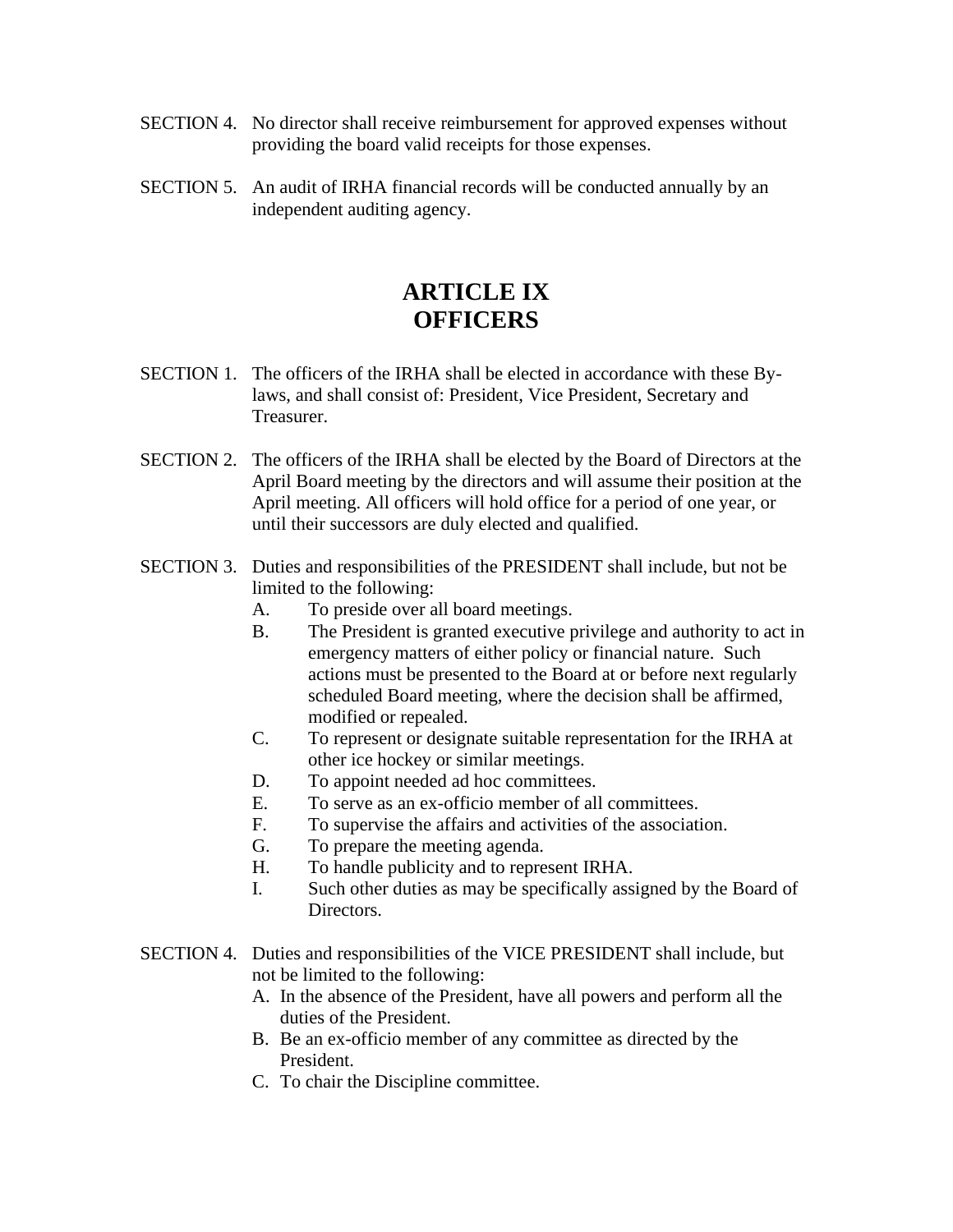SECTION 4. No director shall receive reimbursement for approved expenses without providing the board valid receipts for those expenses.

SECTION 5. An audit of IRHA financial records will be conducted annually by an independent auditing agency.

# ARTICLE IX
# OFFICERS

SECTION 1. The officers of the IRHA shall be elected in accordance with these By-laws, and shall consist of: President, Vice President, Secretary and Treasurer.

SECTION 2. The officers of the IRHA shall be elected by the Board of Directors at the April Board meeting by the directors and will assume their position at the April meeting. All officers will hold office for a period of one year, or until their successors are duly elected and qualified.

SECTION 3. Duties and responsibilities of the PRESIDENT shall include, but not be limited to the following:

- A. To preside over all board meetings.
- B. The President is granted executive privilege and authority to act in emergency matters of either policy or financial nature. Such actions must be presented to the Board at or before next regularly scheduled Board meeting, where the decision shall be affirmed, modified or repealed.
- C. To represent or designate suitable representation for the IRHA at other ice hockey or similar meetings.
- D. To appoint needed ad hoc committees.
- E. To serve as an ex-officio member of all committees.
- F. To supervise the affairs and activities of the association.
- G. To prepare the meeting agenda.
- H. To handle publicity and to represent IRHA.
- I. Such other duties as may be specifically assigned by the Board of Directors.

SECTION 4. Duties and responsibilities of the VICE PRESIDENT shall include, but not be limited to the following:

- A. In the absence of the President, have all powers and perform all the duties of the President.
- B. Be an ex-officio member of any committee as directed by the President.
- C. To chair the Discipline committee.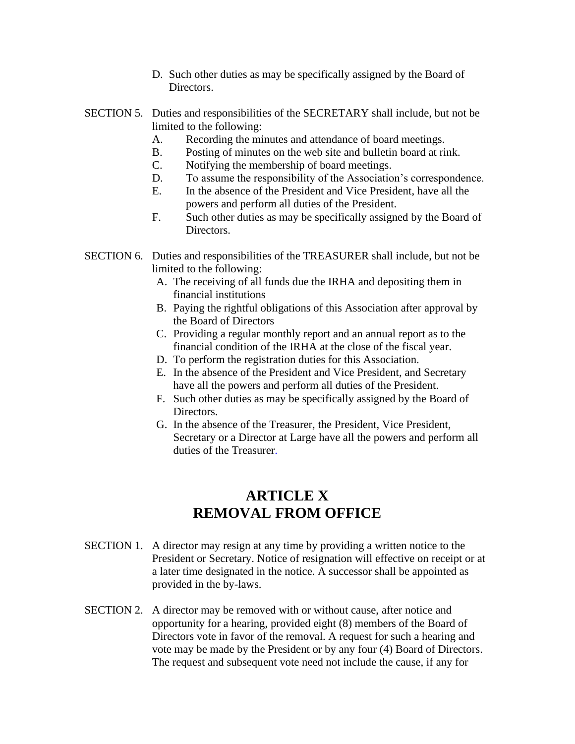D. Such other duties as may be specifically assigned by the Board of Directors.

SECTION 5. Duties and responsibilities of the SECRETARY shall include, but not be limited to the following:

A. Recording the minutes and attendance of board meetings.
B. Posting of minutes on the web site and bulletin board at rink.
C. Notifying the membership of board meetings.
D. To assume the responsibility of the Association's correspondence.
E. In the absence of the President and Vice President, have all the powers and perform all duties of the President.
F. Such other duties as may be specifically assigned by the Board of Directors.

SECTION 6. Duties and responsibilities of the TREASURER shall include, but not be limited to the following:

A. The receiving of all funds due the IRHA and depositing them in financial institutions
B. Paying the rightful obligations of this Association after approval by the Board of Directors
C. Providing a regular monthly report and an annual report as to the financial condition of the IRHA at the close of the fiscal year.
D. To perform the registration duties for this Association.
E. In the absence of the President and Vice President, and Secretary have all the powers and perform all duties of the President.
F. Such other duties as may be specifically assigned by the Board of Directors.
G. In the absence of the Treasurer, the President, Vice President, Secretary or a Director at Large have all the powers and perform all duties of the Treasurer.

# ARTICLE X
# REMOVAL FROM OFFICE

SECTION 1. A director may resign at any time by providing a written notice to the President or Secretary. Notice of resignation will effective on receipt or at a later time designated in the notice. A successor shall be appointed as provided in the by-laws.

SECTION 2. A director may be removed with or without cause, after notice and opportunity for a hearing, provided eight (8) members of the Board of Directors vote in favor of the removal. A request for such a hearing and vote may be made by the President or by any four (4) Board of Directors. The request and subsequent vote need not include the cause, if any for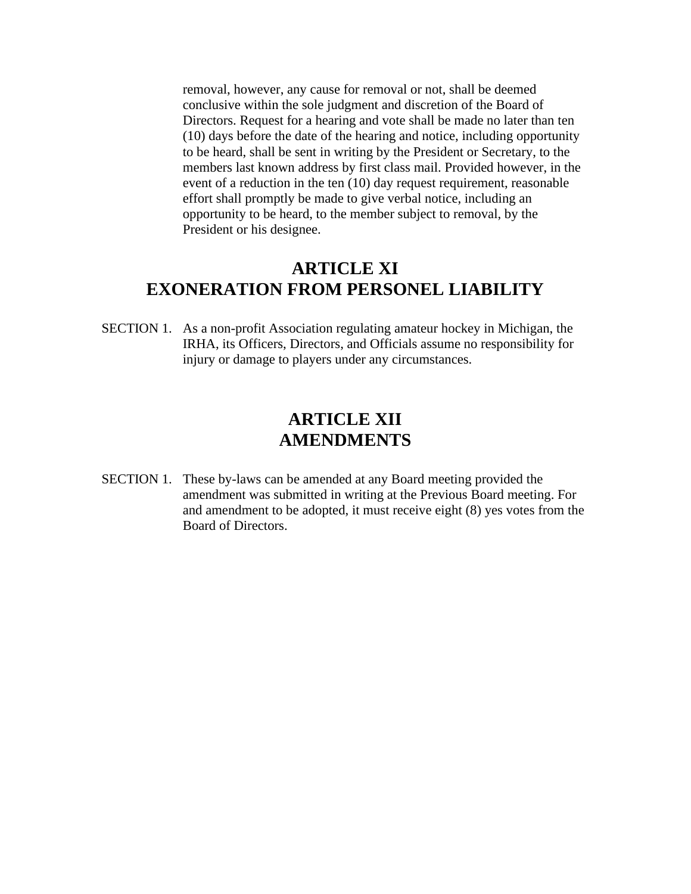removal, however, any cause for removal or not, shall be deemed conclusive within the sole judgment and discretion of the Board of Directors. Request for a hearing and vote shall be made no later than ten (10) days before the date of the hearing and notice, including opportunity to be heard, shall be sent in writing by the President or Secretary, to the members last known address by first class mail. Provided however, in the event of a reduction in the ten (10) day request requirement, reasonable effort shall promptly be made to give verbal notice, including an opportunity to be heard, to the member subject to removal, by the President or his designee.

## ARTICLE XI
## EXONERATION FROM PERSONEL LIABILITY

SECTION 1. As a non-profit Association regulating amateur hockey in Michigan, the IRHA, its Officers, Directors, and Officials assume no responsibility for injury or damage to players under any circumstances.

## ARTICLE XII
## AMENDMENTS

SECTION 1. These by-laws can be amended at any Board meeting provided the amendment was submitted in writing at the Previous Board meeting. For and amendment to be adopted, it must receive eight (8) yes votes from the Board of Directors.